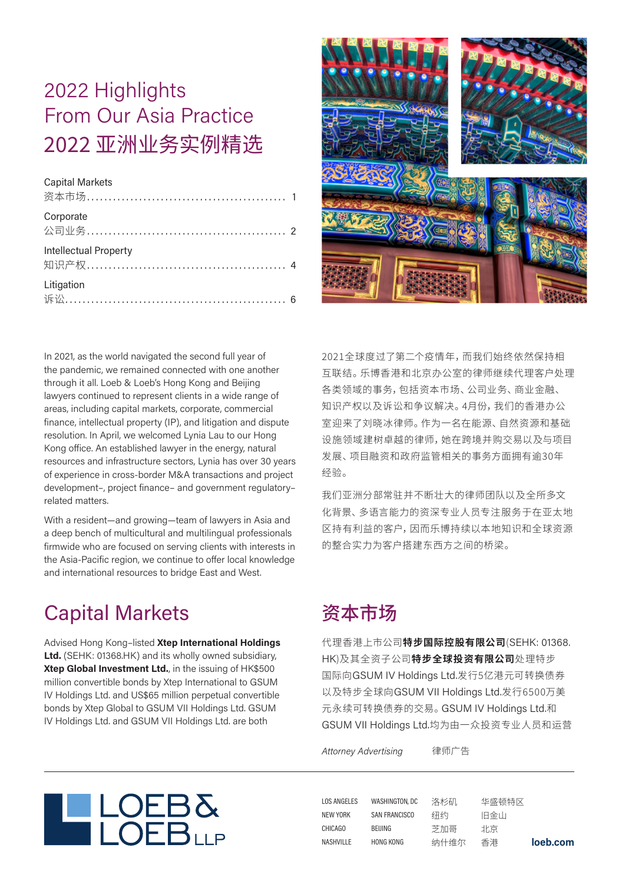# 2022 Highlights From Our Asia Practice

# 2022 亚洲业务实例精选

Capital Markets
资本市场 ........................................ 1

Corporate
公司业务 ........................................ 2

Intellectual Property
知识产权 ........................................ 4

Litigation
诉讼 ........................................ 6

In 2021, as the world navigated the second full year of the pandemic, we remained connected with one another through it all. Loeb & Loeb's Hong Kong and Beijing lawyers continued to represent clients in a wide range of areas, including capital markets, corporate, commercial finance, intellectual property (IP), and litigation and dispute resolution. In April, we welcomed Lynia Lau to our Hong Kong office. An established lawyer in the energy, natural resources and infrastructure sectors, Lynia has over 30 years of experience in cross-border M&A transactions and project development-, project finance- and government regulatory-related matters.

With a resident—and growing—team of lawyers in Asia and a deep bench of multicultural and multilingual professionals firmwide who are focused on serving clients with interests in the Asia-Pacific region, we continue to offer local knowledge and international resources to bridge East and West.

2021全球度过了第二个疫情年，而我们始终依然保持相互联结。乐博香港和北京办公室的律师继续代理客户处理各类领域的事务，包括资本市场、公司业务、商业金融、知识产权以及诉讼和争议解决。4月份，我们的香港办公室迎来了刘晓冰律师。作为一名在能源、自然资源和基础设施领域建树卓越的律师，她在跨境并购交易以及与项目发展、项目融资和政府监管相关的事务方面拥有逾30年经验。

我们亚洲分部常驻并不断壮大的律师团队以及全所多文化背景、多语言能力的资深专业人员专注服务于在亚太地区持有利益的客户，因而乐博持续以本地知识和全球资源的整合实力为客户搭建东西方之间的桥梁。

## Capital Markets

Advised Hong Kong-listed **Xtep International Holdings Ltd.** (SEHK: 01368.HK) and its wholly owned subsidiary, **Xtep Global Investment Ltd.**, in the issuing of HK$500 million convertible bonds by Xtep International to GSUM IV Holdings Ltd. and US$65 million perpetual convertible bonds by Xtep Global to GSUM VII Holdings Ltd. GSUM IV Holdings Ltd. and GSUM VII Holdings Ltd. are both

## 资本市场

代理香港上市公司**特步国际控股有限公司**(SEHK: 01368.HK)及其全资子公司**特步全球投资有限公司**处理特步国际向GSUM IV Holdings Ltd.发行5亿港元可转换债券以及特步全球向GSUM VII Holdings Ltd.发行6500万美元永续可转换债券的交易。GSUM IV Holdings Ltd.和GSUM VII Holdings Ltd.均为由一众投资专业人员和运营

*Attorney Advertising* 律师广告

LOEB & LOEB LLP

LOS ANGELES · NEW YORK · CHICAGO · NASHVILLE · WASHINGTON, DC · SAN FRANCISCO · BEIJING · HONG KONG
洛杉矶 · 纽约 · 芝加哥 · 纳什维尔 · 华盛顿特区 · 旧金山 · 北京 · 香港

loeb.com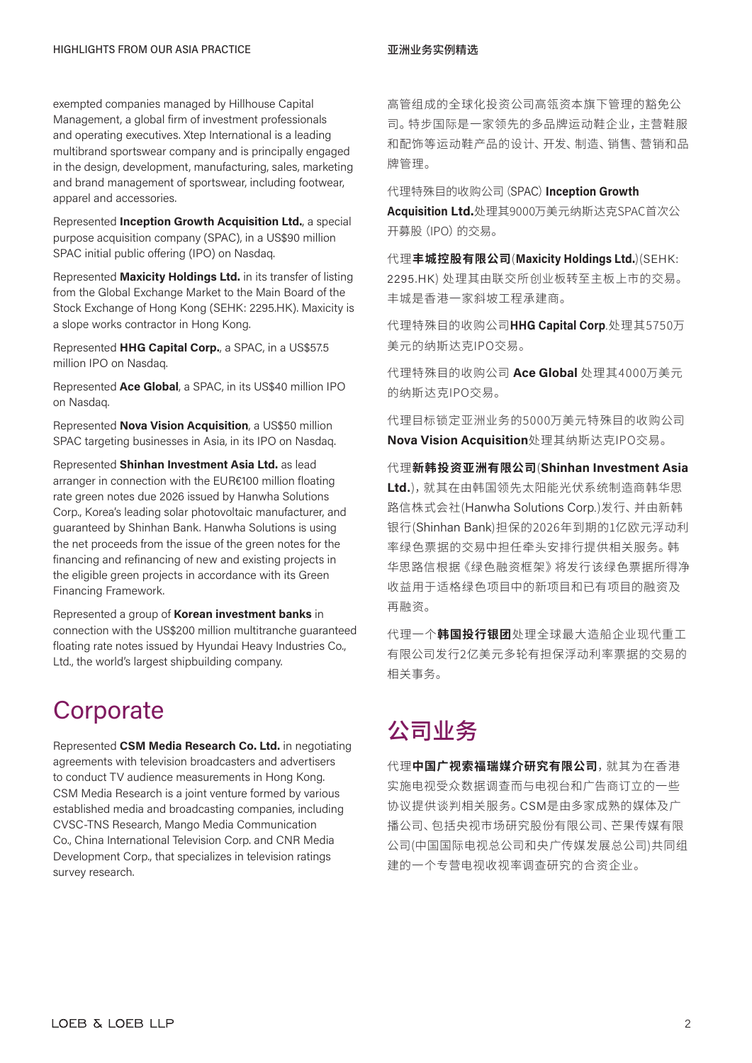exempted companies managed by Hillhouse Capital Management, a global firm of investment professionals and operating executives. Xtep International is a leading multibrand sportswear company and is principally engaged in the design, development, manufacturing, sales, marketing and brand management of sportswear, including footwear, apparel and accessories.

Represented **Inception Growth Acquisition Ltd.**, a special purpose acquisition company (SPAC), in a US$90 million SPAC initial public offering (IPO) on Nasdaq.

Represented **Maxicity Holdings Ltd.** in its transfer of listing from the Global Exchange Market to the Main Board of the Stock Exchange of Hong Kong (SEHK: 2295.HK). Maxicity is a slope works contractor in Hong Kong.

Represented **HHG Capital Corp.**, a SPAC, in a US$57.5 million IPO on Nasdaq.

Represented **Ace Global**, a SPAC, in its US$40 million IPO on Nasdaq.

Represented **Nova Vision Acquisition**, a US$50 million SPAC targeting businesses in Asia, in its IPO on Nasdaq.

Represented **Shinhan Investment Asia Ltd.** as lead arranger in connection with the EUR€100 million floating rate green notes due 2026 issued by Hanwha Solutions Corp., Korea's leading solar photovoltaic manufacturer, and guaranteed by Shinhan Bank. Hanwha Solutions is using the net proceeds from the issue of the green notes for the financing and refinancing of new and existing projects in the eligible green projects in accordance with its Green Financing Framework.

Represented a group of **Korean investment banks** in connection with the US$200 million multitranche guaranteed floating rate notes issued by Hyundai Heavy Industries Co., Ltd., the world's largest shipbuilding company.

## Corporate

Represented **CSM Media Research Co. Ltd.** in negotiating agreements with television broadcasters and advertisers to conduct TV audience measurements in Hong Kong. CSM Media Research is a joint venture formed by various established media and broadcasting companies, including CVSC-TNS Research, Mango Media Communication Co., China International Television Corp. and CNR Media Development Corp., that specializes in television ratings survey research.

高管组成的全球化投资公司高瓴资本旗下管理的豁免公司。特步国际是一家领先的多品牌运动鞋企业，主营鞋服和配饰等运动鞋产品的设计、开发、制造、销售、营销和品牌管理。

代理特殊目的收购公司 (SPAC) **Inception Growth Acquisition Ltd.**处理其9000万美元纳斯达克SPAC首次公开募股 (IPO) 的交易。

代理**丰城控股有限公司**(**Maxicity Holdings Ltd.**)(SEHK: 2295.HK) 处理其由联交所创业板转至主板上市的交易。丰城是香港一家斜坡工程承建商。

代理特殊目的收购公司**HHG Capital Corp**.处理其5750万美元的纳斯达克IPO交易。

代理特殊目的收购公司 **Ace Global** 处理其4000万美元的纳斯达克IPO交易。

代理目标锁定亚洲业务的5000万美元特殊目的收购公司 **Nova Vision Acquisition**处理其纳斯达克IPO交易。

代理**新韩投资亚洲有限公司**(**Shinhan Investment Asia Ltd.**)，就其在由韩国领先太阳能光伏系统制造商韩华思路信株式会社(Hanwha Solutions Corp.)发行、并由新韩银行(Shinhan Bank)担保的2026年到期的1亿欧元浮动利率绿色票据的交易中担任牵头安排行提供相关服务。韩华思路信根据《绿色融资框架》将发行该绿色票据所得净收益用于适格绿色项目中的新项目和已有项目的融资及再融资。

代理一个**韩国投行银团**处理全球最大造船企业现代重工有限公司发行2亿美元多轮有担保浮动利率票据的交易的相关事务。

## 公司业务

代理**中国广视索福瑞媒介研究有限公司**，就其为在香港实施电视受众数据调查而与电视台和广告商订立的一些协议提供谈判相关服务。CSM是由多家成熟的媒体及广播公司、包括央视市场研究股份有限公司、芒果传媒有限公司(中国国际电视总公司和央广传媒发展总公司)共同组建的一个专营电视收视率调查研究的合资企业。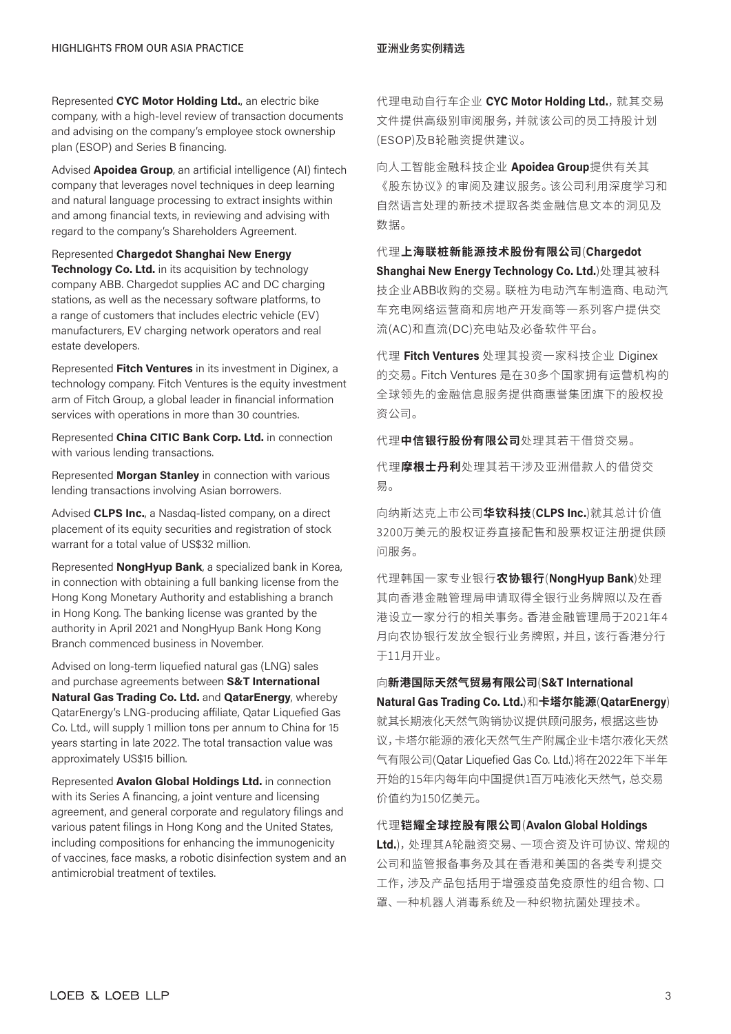Represented **CYC Motor Holding Ltd.**, an electric bike company, with a high-level review of transaction documents and advising on the company's employee stock ownership plan (ESOP) and Series B financing.

Advised **Apoidea Group**, an artificial intelligence (AI) fintech company that leverages novel techniques in deep learning and natural language processing to extract insights within and among financial texts, in reviewing and advising with regard to the company's Shareholders Agreement.

Represented **Chargedot Shanghai New Energy Technology Co. Ltd.** in its acquisition by technology company ABB. Chargedot supplies AC and DC charging stations, as well as the necessary software platforms, to a range of customers that includes electric vehicle (EV) manufacturers, EV charging network operators and real estate developers.

Represented **Fitch Ventures** in its investment in Diginex, a technology company. Fitch Ventures is the equity investment arm of Fitch Group, a global leader in financial information services with operations in more than 30 countries.

Represented **China CITIC Bank Corp. Ltd.** in connection with various lending transactions.

Represented **Morgan Stanley** in connection with various lending transactions involving Asian borrowers.

Advised **CLPS Inc.**, a Nasdaq-listed company, on a direct placement of its equity securities and registration of stock warrant for a total value of US$32 million.

Represented **NongHyup Bank**, a specialized bank in Korea, in connection with obtaining a full banking license from the Hong Kong Monetary Authority and establishing a branch in Hong Kong. The banking license was granted by the authority in April 2021 and NongHyup Bank Hong Kong Branch commenced business in November.

Advised on long-term liquefied natural gas (LNG) sales and purchase agreements between **S&T International Natural Gas Trading Co. Ltd.** and **QatarEnergy**, whereby QatarEnergy's LNG-producing affiliate, Qatar Liquefied Gas Co. Ltd., will supply 1 million tons per annum to China for 15 years starting in late 2022. The total transaction value was approximately US$15 billion.

Represented **Avalon Global Holdings Ltd.** in connection with its Series A financing, a joint venture and licensing agreement, and general corporate and regulatory filings and various patent filings in Hong Kong and the United States, including compositions for enhancing the immunogenicity of vaccines, face masks, a robotic disinfection system and an antimicrobial treatment of textiles.

代理电动自行车企业 **CYC Motor Holding Ltd.**，就其交易文件提供高级别审阅服务，并就该公司的员工持股计划(ESOP)及B轮融资提供建议。

向人工智能金融科技企业 **Apoidea Group**提供有关其《股东协议》的审阅及建议服务。该公司利用深度学习和自然语言处理的新技术提取各类金融信息文本的洞见及数据。

代理**上海联桩新能源技术股份有限公司**(**Chargedot Shanghai New Energy Technology Co. Ltd.**)处理其被科技企业ABB收购的交易。联桩为电动汽车制造商、电动汽车充电网络运营商和房地产开发商等一系列客户提供交流(AC)和直流(DC)充电站及必备软件平台。

代理 **Fitch Ventures** 处理其投资一家科技企业 Diginex 的交易。Fitch Ventures 是在30多个国家拥有运营机构的全球领先的金融信息服务提供商惠誉集团旗下的股权投资公司。

代理**中信银行股份有限公司**处理其若干借贷交易。

代理**摩根士丹利**处理其若干涉及亚洲借款人的借贷交易。

向纳斯达克上市公司**华钦科技**(**CLPS Inc.**)就其总计价值3200万美元的股权证券直接配售和股票权证注册提供顾问服务。

代理韩国一家专业银行**农协银行**(**NongHyup Bank**)处理其向香港金融管理局申请取得全银行业务牌照以及在香港设立一家分行的相关事务。香港金融管理局于2021年4月向农协银行发放全银行业务牌照，并且，该行香港分行于11月开业。

向**新港国际天然气贸易有限公司**(**S&T International Natural Gas Trading Co. Ltd.**)和**卡塔尔能源**(**QatarEnergy**)就其长期液化天然气购销协议提供顾问服务，根据这些协议，卡塔尔能源的液化天然气生产附属企业卡塔尔液化天然气有限公司(Qatar Liquefied Gas Co. Ltd.)将在2022年下半年开始的15年内每年向中国提供1百万吨液化天然气，总交易价值约为150亿美元。

代理**铠耀全球控股有限公司**(**Avalon Global Holdings Ltd.**)，处理其A轮融资交易、一项合资及许可协议、常规的公司和监管报备事务及其在香港和美国的各类专利提交工作，涉及产品包括用于增强疫苗免疫原性的组合物、口罩、一种机器人消毒系统及一种织物抗菌处理技术。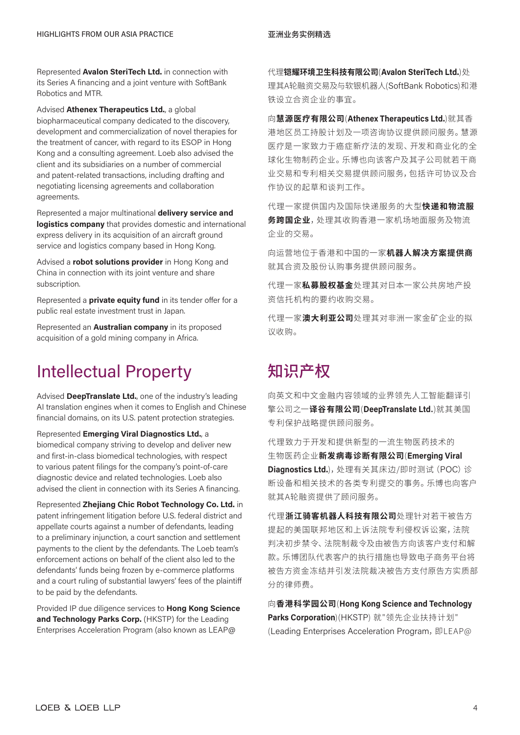Represented **Avalon SteriTech Ltd.** in connection with its Series A financing and a joint venture with SoftBank Robotics and MTR.

Advised **Athenex Therapeutics Ltd.**, a global biopharmaceutical company dedicated to the discovery, development and commercialization of novel therapies for the treatment of cancer, with regard to its ESOP in Hong Kong and a consulting agreement. Loeb also advised the client and its subsidiaries on a number of commercial and patent-related transactions, including drafting and negotiating licensing agreements and collaboration agreements.

Represented a major multinational **delivery service and logistics company** that provides domestic and international express delivery in its acquisition of an aircraft ground service and logistics company based in Hong Kong.

Advised a **robot solutions provider** in Hong Kong and China in connection with its joint venture and share subscription.

Represented a **private equity fund** in its tender offer for a public real estate investment trust in Japan.

Represented an **Australian company** in its proposed acquisition of a gold mining company in Africa.

# Intellectual Property

Advised **DeepTranslate Ltd.**, one of the industry's leading AI translation engines when it comes to English and Chinese financial domains, on its U.S. patent protection strategies.

Represented **Emerging Viral Diagnostics Ltd.**, a biomedical company striving to develop and deliver new and first-in-class biomedical technologies, with respect to various patent filings for the company's point-of-care diagnostic device and related technologies. Loeb also advised the client in connection with its Series A financing.

Represented **Zhejiang Chic Robot Technology Co. Ltd.** in patent infringement litigation before U.S. federal district and appellate courts against a number of defendants, leading to a preliminary injunction, a court sanction and settlement payments to the client by the defendants. The Loeb team's enforcement actions on behalf of the client also led to the defendants' funds being frozen by e-commerce platforms and a court ruling of substantial lawyers' fees of the plaintiff to be paid by the defendants.

Provided IP due diligence services to **Hong Kong Science and Technology Parks Corp.** (HKSTP) for the Leading Enterprises Acceleration Program (also known as LEAP@

代理**铠耀环境卫生科技有限公司**(**Avalon SteriTech Ltd.**)处理其A轮融资交易及与软银机器人(SoftBank Robotics)和港铁设立合资企业的事宜。

向**慧源医疗有限公司**(**Athenex Therapeutics Ltd.**)就其香港地区员工持股计划及一项咨询协议提供顾问服务。慧源医疗是一家致力于癌症新疗法的发现、开发和商业化的全球化生物制药企业。乐博也向该客户及其子公司就若干商业交易和专利相关交易提供顾问服务，包括许可协议及合作协议的起草和谈判工作。

代理一家提供国内及国际快递服务的大型**快递和物流服务跨国企业**，处理其收购香港一家机场地面服务及物流企业的交易。

向运营地位于香港和中国的一家**机器人解决方案提供商**就其合资及股份认购事务提供顾问服务。

代理一家**私募股权基金**处理其对日本一家公共房地产投资信托机构的要约收购交易。

代理一家**澳大利亚公司**处理其对非洲一家金矿企业的拟议收购。

# 知识产权

向英文和中文金融内容领域的业界领先人工智能翻译引擎公司之一**译谷有限公司**(**DeepTranslate Ltd.**)就其美国专利保护战略提供顾问服务。

代理致力于开发和提供新型的一流生物医药技术的生物医药企业**新发病毒诊断有限公司**(**Emerging Viral Diagnostics Ltd.**)，处理有关其床边/即时测试（POC）诊断设备和相关技术的各类专利提交的事务。乐博也向客户就其A轮融资提供了顾问服务。

代理**浙江骑客机器人科技有限公司**处理针对若干被告方提起的美国联邦地区和上诉法院专利侵权诉讼案，法院判决初步禁令、法院制裁令及由被告方向该客户支付和解款。乐博团队代表客户的执行措施也导致电子商务平台将被告方资金冻结并引发法院裁决被告方支付原告方实质部分的律师费。

向**香港科学园公司**(**Hong Kong Science and Technology Parks Corporation**)(HKSTP) 就"领先企业扶持计划"(Leading Enterprises Acceleration Program，即LEAP@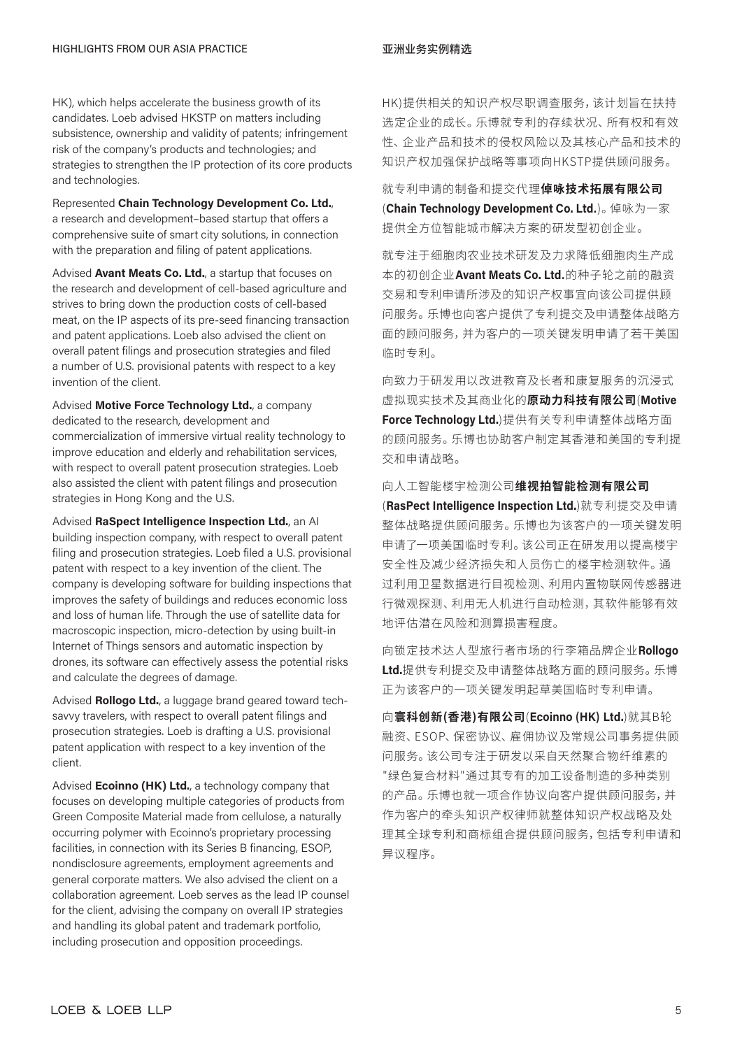HK), which helps accelerate the business growth of its candidates. Loeb advised HKSTP on matters including subsistence, ownership and validity of patents; infringement risk of the company's products and technologies; and strategies to strengthen the IP protection of its core products and technologies.

Represented **Chain Technology Development Co. Ltd.**, a research and development–based startup that offers a comprehensive suite of smart city solutions, in connection with the preparation and filing of patent applications.

Advised **Avant Meats Co. Ltd.**, a startup that focuses on the research and development of cell-based agriculture and strives to bring down the production costs of cell-based meat, on the IP aspects of its pre-seed financing transaction and patent applications. Loeb also advised the client on overall patent filings and prosecution strategies and filed a number of U.S. provisional patents with respect to a key invention of the client.

Advised **Motive Force Technology Ltd.**, a company dedicated to the research, development and commercialization of immersive virtual reality technology to improve education and elderly and rehabilitation services, with respect to overall patent prosecution strategies. Loeb also assisted the client with patent filings and prosecution strategies in Hong Kong and the U.S.

Advised **RaSpect Intelligence Inspection Ltd.**, an AI building inspection company, with respect to overall patent filing and prosecution strategies. Loeb filed a U.S. provisional patent with respect to a key invention of the client. The company is developing software for building inspections that improves the safety of buildings and reduces economic loss and loss of human life. Through the use of satellite data for macroscopic inspection, micro-detection by using built-in Internet of Things sensors and automatic inspection by drones, its software can effectively assess the potential risks and calculate the degrees of damage.

Advised **Rollogo Ltd.**, a luggage brand geared toward tech-savvy travelers, with respect to overall patent filings and prosecution strategies. Loeb is drafting a U.S. provisional patent application with respect to a key invention of the client.

Advised **Ecoinno (HK) Ltd.**, a technology company that focuses on developing multiple categories of products from Green Composite Material made from cellulose, a naturally occurring polymer with Ecoinno's proprietary processing facilities, in connection with its Series B financing, ESOP, nondisclosure agreements, employment agreements and general corporate matters. We also advised the client on a collaboration agreement. Loeb serves as the lead IP counsel for the client, advising the company on overall IP strategies and handling its global patent and trademark portfolio, including prosecution and opposition proceedings.

HK)提供相关的知识产权尽职调查服务，该计划旨在扶持选定企业的成长。乐博就专利的存续状况、所有权和有效性、企业产品和技术的侵权风险以及其核心产品和技术的知识产权加强保护战略等事项向HKSTP提供顾问服务。

就专利申请的制备和提交代理**倬咏技术拓展有限公司**(**Chain Technology Development Co. Ltd.**)。倬咏为一家提供全方位智能城市解决方案的研发型初创企业。

就专注于细胞肉农业技术研发及力求降低细胞肉生产成本的初创企业**Avant Meats Co. Ltd.**的种子轮之前的融资交易和专利申请所涉及的知识产权事宜向该公司提供顾问服务。乐博也向客户提供了专利提交及申请整体战略方面的顾问服务，并为客户的一项关键发明申请了若干美国临时专利。

向致力于研发用以改进教育及长者和康复服务的沉浸式虚拟现实技术及其商业化的**原动力科技有限公司**(**Motive Force Technology Ltd.**)提供有关专利申请整体战略方面的顾问服务。乐博也协助客户制定其香港和美国的专利提交和申请战略。

向人工智能楼宇检测公司**维视拍智能检测有限公司**(**RaSpect Intelligence Inspection Ltd.**)就专利提交及申请整体战略提供顾问服务。乐博也为该客户的一项关键发明申请了一项美国临时专利。该公司正在研发用以提高楼宇安全性及减少经济损失和人员伤亡的楼宇检测软件。通过利用卫星数据进行目视检测、利用内置物联网传感器进行微观探测、利用无人机进行自动检测，其软件能够有效地评估潜在风险和测算损害程度。

向锁定技术达人型旅行者市场的行李箱品牌企业**Rollogo Ltd.**提供专利提交及申请整体战略方面的顾问服务。乐博正为该客户的一项关键发明起草美国临时专利申请。

向**寰科创新(香港)有限公司**(**Ecoinno (HK) Ltd.**)就其B轮融资、ESOP、保密协议、雇佣协议及常规公司事务提供顾问服务。该公司专注于研发以采自天然聚合物纤维素的"绿色复合材料"通过其专有的加工设备制造的多种类别的产品。乐博也就一项合作协议向客户提供顾问服务，并作为客户的牵头知识产权律师就整体知识产权战略及处理其全球专利和商标组合提供顾问服务，包括专利申请和异议程序。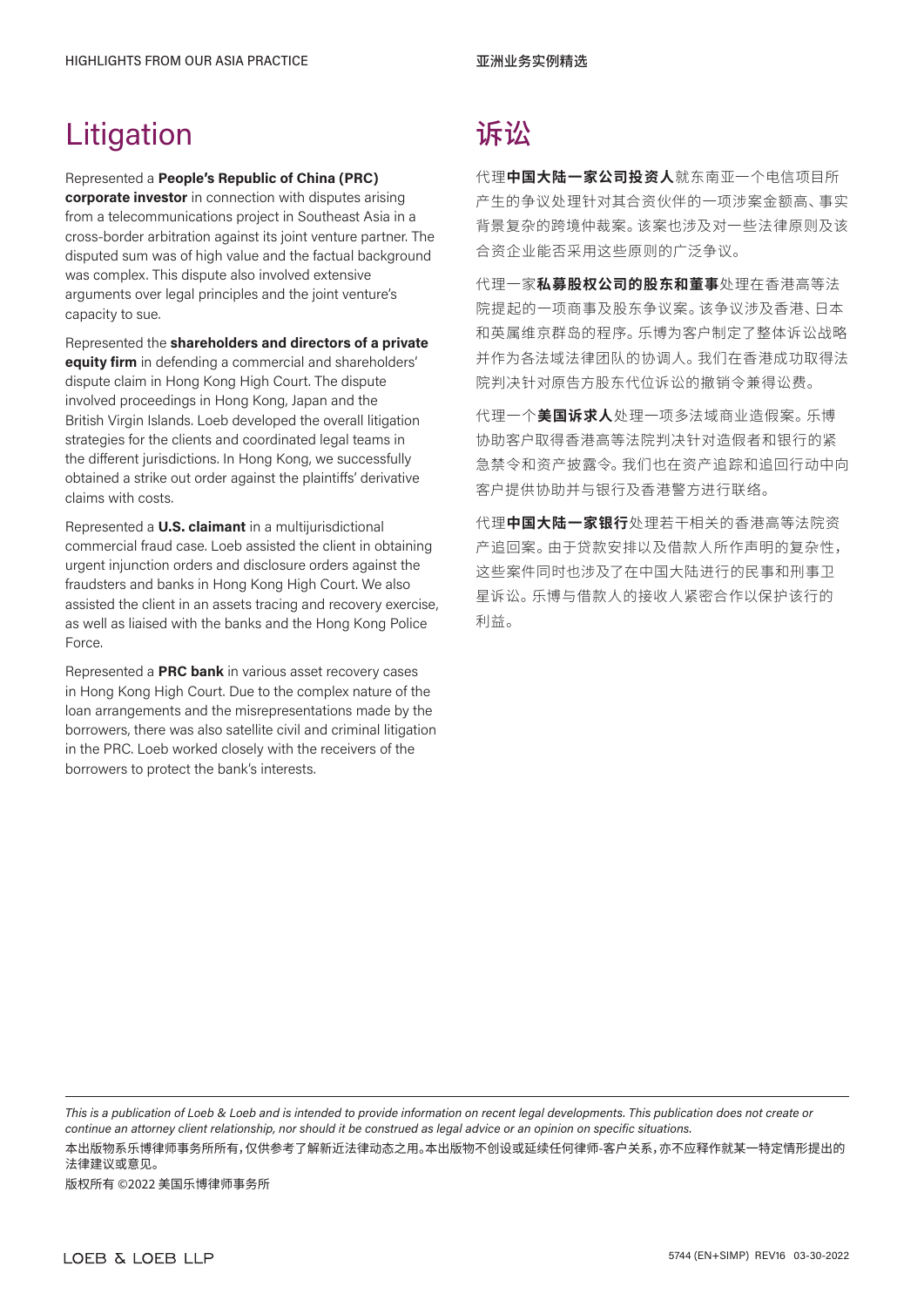# Litigation

Represented a **People's Republic of China (PRC) corporate investor** in connection with disputes arising from a telecommunications project in Southeast Asia in a cross-border arbitration against its joint venture partner. The disputed sum was of high value and the factual background was complex. This dispute also involved extensive arguments over legal principles and the joint venture's capacity to sue.

Represented the **shareholders and directors of a private equity firm** in defending a commercial and shareholders' dispute claim in Hong Kong High Court. The dispute involved proceedings in Hong Kong, Japan and the British Virgin Islands. Loeb developed the overall litigation strategies for the clients and coordinated legal teams in the different jurisdictions. In Hong Kong, we successfully obtained a strike out order against the plaintiffs' derivative claims with costs.

Represented a **U.S. claimant** in a multijurisdictional commercial fraud case. Loeb assisted the client in obtaining urgent injunction orders and disclosure orders against the fraudsters and banks in Hong Kong High Court. We also assisted the client in an assets tracing and recovery exercise, as well as liaised with the banks and the Hong Kong Police Force.

Represented a **PRC bank** in various asset recovery cases in Hong Kong High Court. Due to the complex nature of the loan arrangements and the misrepresentations made by the borrowers, there was also satellite civil and criminal litigation in the PRC. Loeb worked closely with the receivers of the borrowers to protect the bank's interests.

# 诉讼

代理**中国大陆一家公司投资人**就东南亚一个电信项目所产生的争议处理针对其合资伙伴的一项涉案金额高、事实背景复杂的跨境仲裁案。该案也涉及对一些法律原则及该合资企业能否采用这些原则的广泛争议。

代理一家**私募股权公司的股东和董事**处理在香港高等法院提起的一项商事及股东争议案。该争议涉及香港、日本和英属维京群岛的程序。乐博为客户制定了整体诉讼战略并作为各法域法律团队的协调人。我们在香港成功取得法院判决针对原告方股东代位诉讼的撤销令兼得讼费。

代理一个**美国诉求人**处理一项多法域商业造假案。乐博协助客户取得香港高等法院判决针对造假者和银行的紧急禁令和资产披露令。我们也在资产追踪和追回行动中向客户提供协助并与银行及香港警方进行联络。

代理**中国大陆一家银行**处理若干相关的香港高等法院资产追回案。由于贷款安排以及借款人所作声明的复杂性，这些案件同时也涉及了在中国大陆进行的民事和刑事卫星诉讼。乐博与借款人的接收人紧密合作以保护该行的利益。

---

*This is a publication of Loeb & Loeb and is intended to provide information on recent legal developments. This publication does not create or continue an attorney client relationship, nor should it be construed as legal advice or an opinion on specific situations.*

本出版物系乐博律师事务所所有，仅供参考了解新近法律动态之用。本出版物不创设或延续任何律师-客户关系，亦不应释作就某一特定情形提出的法律建议或意见。

版权所有 ©2022 美国乐博律师事务所

LOEB & LOEB LLP

5744 (EN+SIMP) REV16 03-30-2022